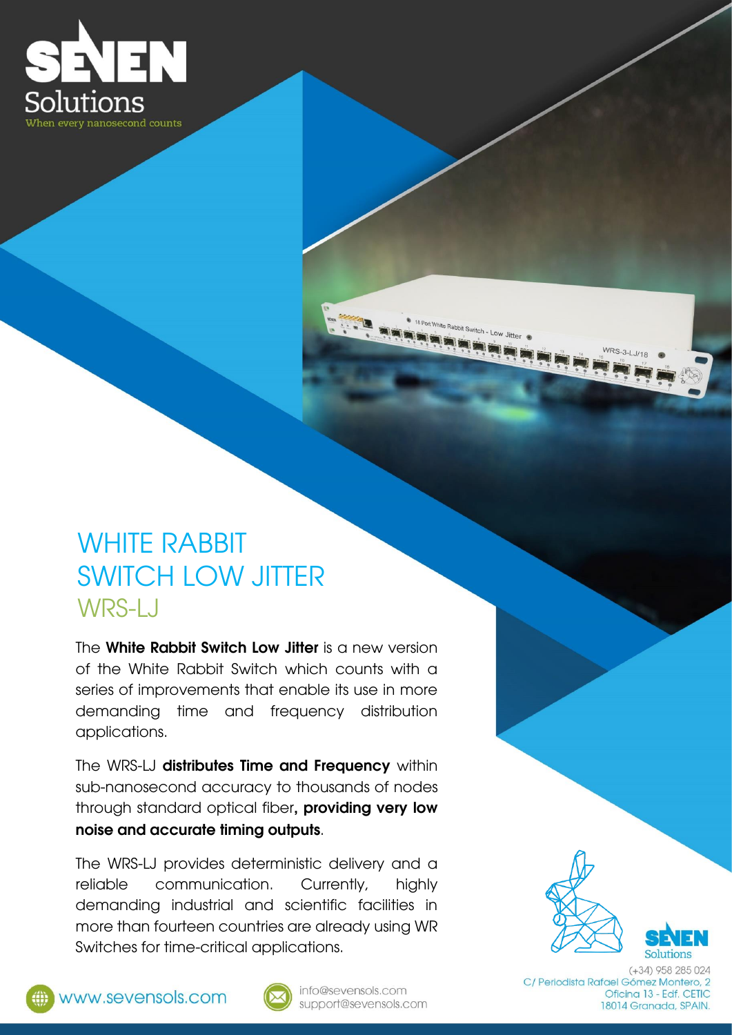SEVEN Solutions

When every nanosecond counts

# WHITE RABBIT SWITCH LOW JITTER

## WRS-LJ

The **White Rabbit Switch Low Jitter** is a new version of the White Rabbit Switch which counts with a series of improvements that enable its use in more demanding time and frequency distribution applications.

The WRS-LJ **distributes Time and Frequency** within sub-nanosecond accuracy to thousands of nodes through standard optical fiber**, providing very low noise and accurate timing outputs**.

The WRS-LJ provides deterministic delivery and a reliable communication. Currently, highly demanding industrial and scientific facilities in more than fourteen countries are already using WR Switches for time-critical applications.

www.sevensols.com

info@sevensols.com
support@sevensols.com

(+34) 958 285 024
C/ Periodista Rafael Gómez Montero, 2
Oficina 13 - Edf. CETIC
18014 Granada, SPAIN.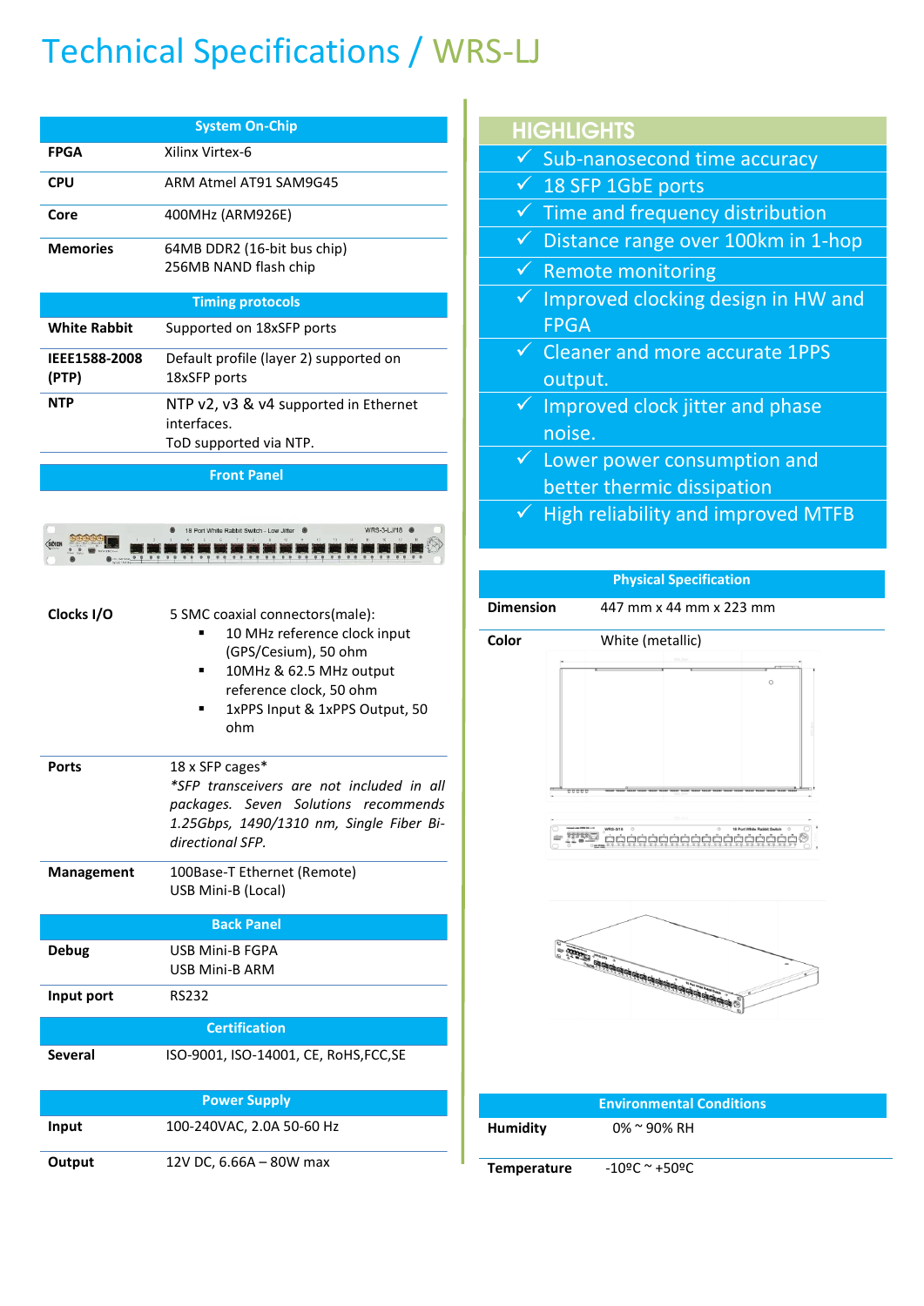# Technical Specifications / WRS-LJ

| System On-Chip | |
|---|---|
| **FPGA** | Xilinx Virtex-6 |
| **CPU** | ARM Atmel AT91 SAM9G45 |
| **Core** | 400MHz (ARM926E) |
| **Memories** | 64MB DDR2 (16-bit bus chip)<br>256MB NAND flash chip |

| Timing protocols | |
|---|---|
| **White Rabbit** | Supported on 18xSFP ports |
| **IEEE1588-2008 (PTP)** | Default profile (layer 2) supported on 18xSFP ports |
| **NTP** | NTP v2, v3 & v4 supported in Ethernet interfaces.<br>ToD supported via NTP. |

| Front Panel | |
|---|---|
| **Clocks I/O** | 5 SMC coaxial connectors(male):<br>▪ 10 MHz reference clock input (GPS/Cesium), 50 ohm<br>▪ 10MHz & 62.5 MHz output reference clock, 50 ohm<br>▪ 1xPPS Input & 1xPPS Output, 50 ohm |
| **Ports** | 18 x SFP cages*<br>*\*SFP transceivers are not included in all packages. Seven Solutions recommends 1.25Gbps, 1490/1310 nm, Single Fiber Bi-directional SFP.* |
| **Management** | 100Base-T Ethernet (Remote)<br>USB Mini-B (Local) |

| Back Panel | |
|---|---|
| **Debug** | USB Mini-B FGPA<br>USB Mini-B ARM |
| **Input port** | RS232 |

| Certification | |
|---|---|
| **Several** | ISO-9001, ISO-14001, CE, RoHS,FCC,SE |

| Power Supply | |
|---|---|
| **Input** | 100-240VAC, 2.0A 50-60 Hz |
| **Output** | 12V DC, 6.66A – 80W max |

## HIGHLIGHTS

- ✓ Sub-nanosecond time accuracy
- ✓ 18 SFP 1GbE ports
- ✓ Time and frequency distribution
- ✓ Distance range over 100km in 1-hop
- ✓ Remote monitoring
- ✓ Improved clocking design in HW and FPGA
- ✓ Cleaner and more accurate 1PPS output.
- ✓ Improved clock jitter and phase noise.
- ✓ Lower power consumption and better thermic dissipation
- ✓ High reliability and improved MTFB

| Physical Specification | |
|---|---|
| **Dimension** | 447 mm x 44 mm x 223 mm |
| **Color** | White (metallic) |

| Environmental Conditions | |
|---|---|
| **Humidity** | 0% ~ 90% RH |
| **Temperature** | -10ºC ~ +50ºC |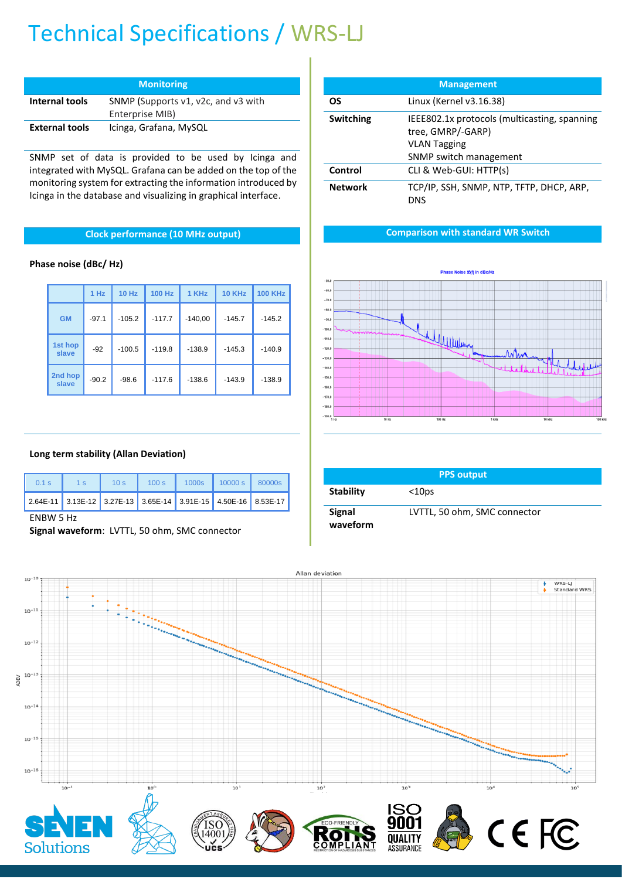# Technical Specifications / WRS-LJ

| Monitoring | |
|---|---|
| **Internal tools** | SNMP (Supports v1, v2c, and v3 with Enterprise MIB) |
| **External tools** | Icinga, Grafana, MySQL |

SNMP set of data is provided to be used by Icinga and integrated with MySQL. Grafana can be added on the top of the monitoring system for extracting the information introduced by Icinga in the database and visualizing in graphical interface.

| Management | |
|---|---|
| **OS** | Linux (Kernel v3.16.38) |
| **Switching** | IEEE802.1x protocols (multicasting, spanning tree, GMRP/-GARP)<br>VLAN Tagging<br>SNMP switch management |
| **Control** | CLI & Web-GUI: HTTP(s) |
| **Network** | TCP/IP, SSH, SNMP, NTP, TFTP, DHCP, ARP, DNS |

## Clock performance (10 MHz output)

**Phase noise (dBc/ Hz)**

| | 1 Hz | 10 Hz | 100 Hz | 1 KHz | 10 KHz | 100 KHz |
|---|---|---|---|---|---|---|
| GM | -97.1 | -105.2 | -117.7 | -140,00 | -145.7 | -145.2 |
| 1st hop slave | -92 | -100.5 | -119.8 | -138.9 | -145.3 | -140.9 |
| 2nd hop slave | -90.2 | -98.6 | -117.6 | -138.6 | -143.9 | -138.9 |

## Comparison with standard WR Switch

Phase Noise ℒ(f) in dBc/Hz

1 Hz
10 Hz
100 Hz
1 kHz
10 kHz
100 kHz

**Long term stability (Allan Deviation)**

| 0.1 s | 1 s | 10 s | 100 s | 1000s | 10000 s | 80000s |
|---|---|---|---|---|---|---|
| 2.64E-11 | 3.13E-12 | 3.27E-13 | 3.65E-14 | 3.91E-15 | 4.50E-16 | 8.53E-17 |

ENBW 5 Hz

**Signal waveform**: LVTTL, 50 ohm, SMC connector

| PPS output | |
|---|---|
| **Stability** | <10ps |
| **Signal waveform** | LVTTL, 50 ohm, SMC connector |

Allan deviation

ADEV

$10^{-10}$
$10^{-11}$
$10^{-12}$
$10^{-13}$
$10^{-14}$
$10^{-15}$
$10^{-16}$

$10^{-1}$
$10^{0}$
$10^{1}$
$10^{2}$
$10^{3}$
$10^{4}$
$10^{5}$

WRS-LJ
Standard WRS

SEVEN Solutions